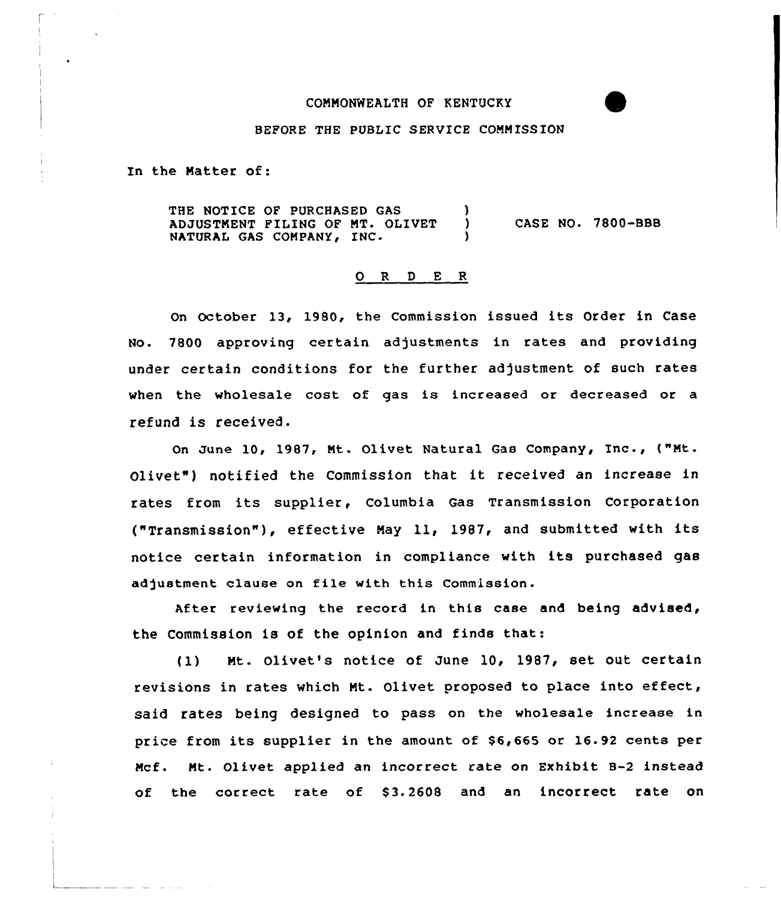COMMONWEALTH OF KENTUCKY

BEFORE THE PUBLIC SERVICE COMMISSION

In the Matter of:

THE NOTICE OF PURCHASED GAS ADJUSTMENT FILING OF MT. OLIVET NATURAL GAS COMPANY, INC. ) CASE NO. 7800-BBB

O R D E R

On October 13, 1980, the Commission issued its Order in Case No. 7800 approving certain adjustments in rates and providing under certain conditions for the further adjustment of such rates when the wholesale cost of gas is increased or decreased or a refund is received.

On June 10, 1987, Mt. Olivet Natural Gas Company, Inc., ("Mt. Olivet") notified the Commission that it received an increase in rates from its supplier, Columbia Gas Transmission Corporation ("Transmission"), effective May 11, 1987, and submitted with its notice certain information in compliance with its purchased gas adjustment clause on file with this Commission.

After reviewing the record in this case and being advised, the Commission is of the opinion and finds that:

(1) Mt. Olivet's notice of June 10, 1987, set out certain revisions in rates which Mt. Olivet proposed to place into effect, said rates being designed to pass on the wholesale increase in price from its supplier in the amount of $6,665 or 16.92 cents per Mcf. Mt. Olivet applied an incorrect rate on Exhibit B-2 instead of the correct rate of $3.2608 and an incorrect rate on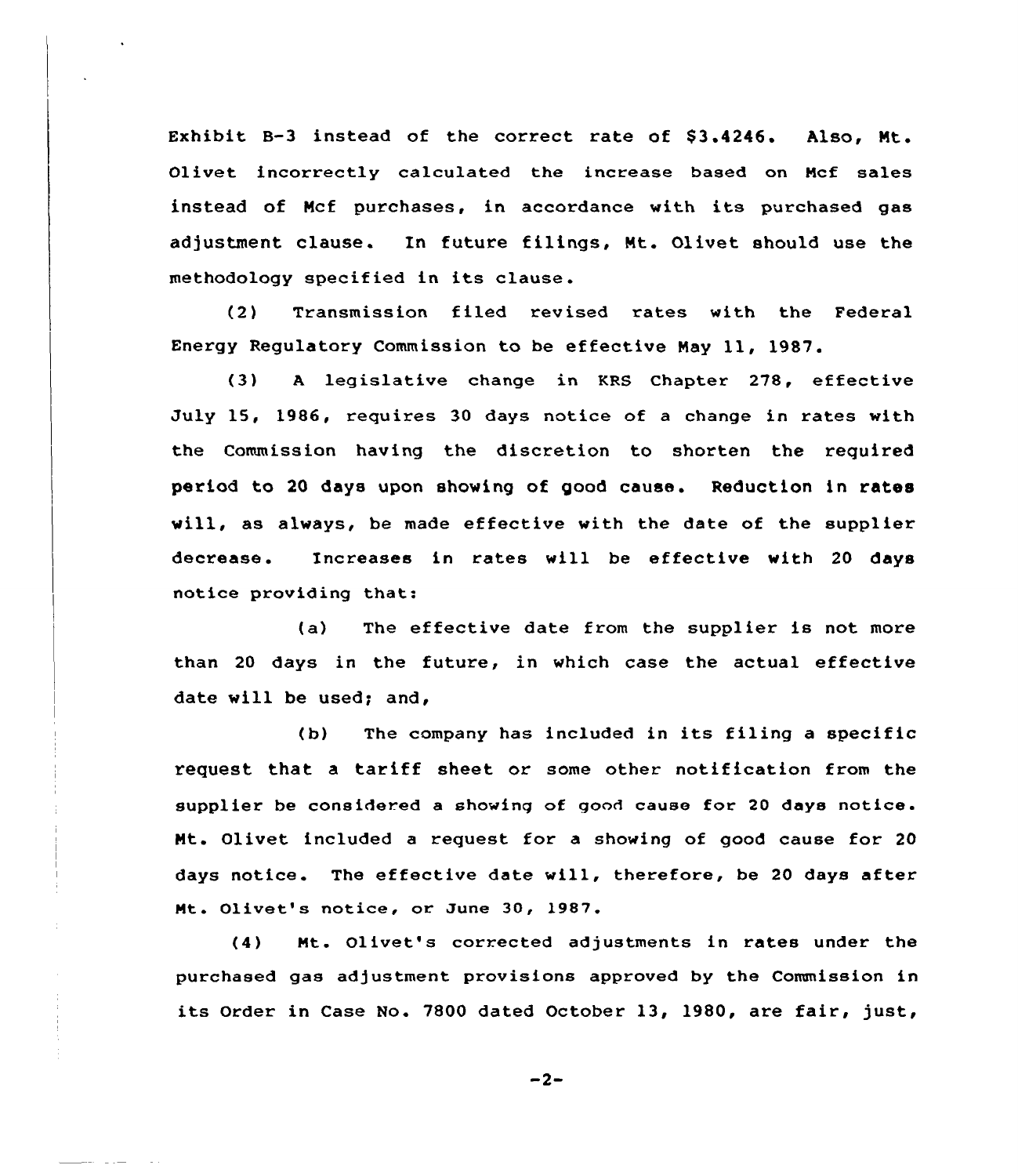Exhibit B-3 instead of the correct rate of $3.4246. Also, Mt. Olivet incorrectly calculated the increase based on Mcf sales instead of Mcf purchases, in accordance with its purchased gas adjustment clause. In future filings, Mt. Olivet should use the methodology specified in its clause.

(2) Transmission filed revised rates with the Federal Energy Regulatory Commission to be effective May 11, 1987.

(3) A legislative change in KRS Chapter 278, effective July 15, 1986, requires 30 days notice of a change in rates with the Commission having the discretion to shorten the required period to 20 days upon showing of good cause. Reduction in rates will, as always, be made effective with the date of the supplier decrease. Increases in rates will be effective with 20 days notice providing that:

(a) The effective date from the supplier is not more than 20 days in the future, in which case the actual effective date will be used; and,

(b) The company has included in its filing a specific request that a tariff sheet or some other notification from the supplier be considered a showing of good cause for 20 days notice. Mt. Olivet included a request for a showing of good cause for 20 days notice. The effective date will, therefore, be 20 days after Mt. Olivet's notice, or June 30, 1987.

(4) Mt. Olivet's corrected adjustments in rates under the purchased gas adjustment provisions approved by the Commission in its Order in Case No. 7800 dated October 13, 1980, are fair, just,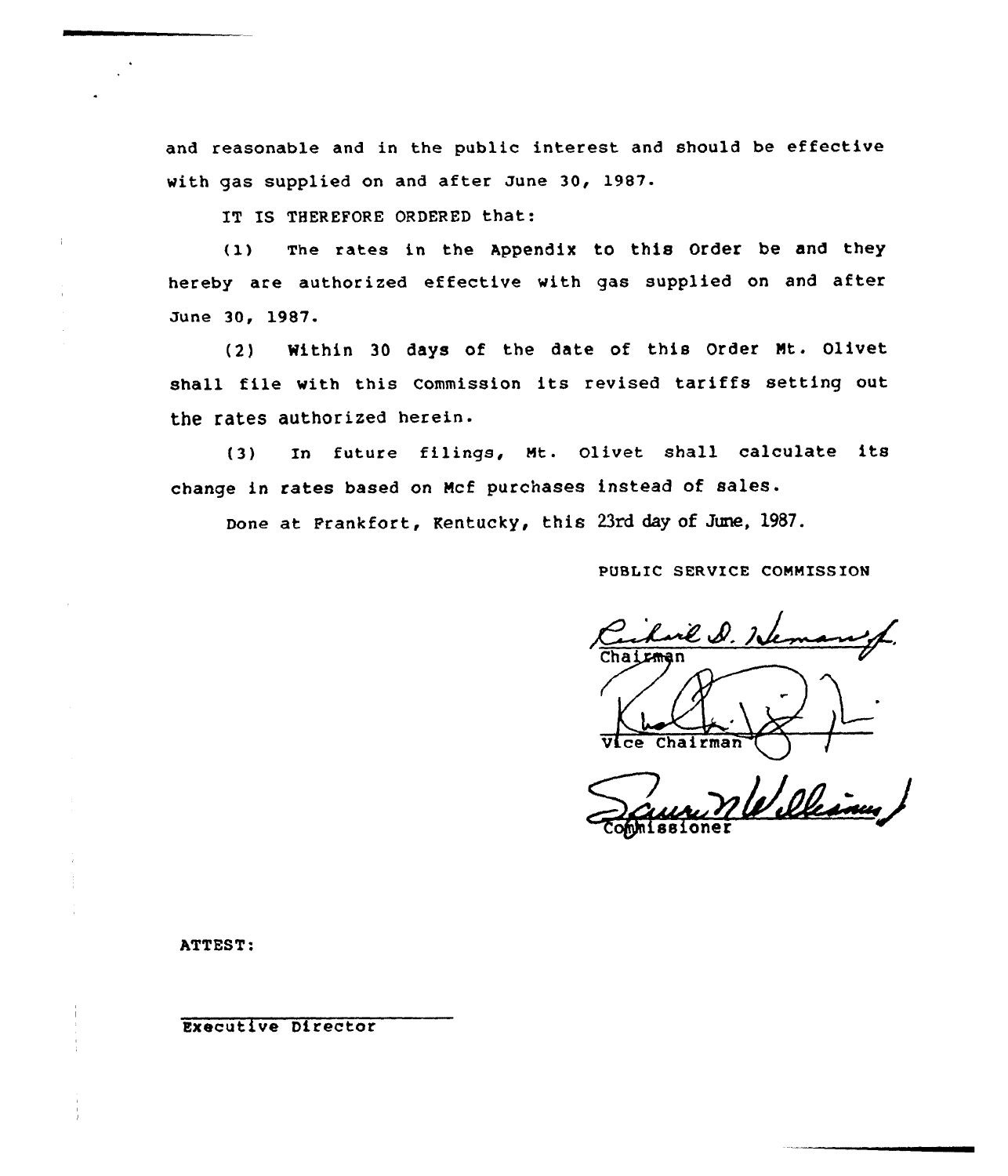and reasonable and in the public interest and should be effective with gas supplied on and after June 30, 1987.

IT IS THEREFORE ORDERED that:

(1) The rates in the Appendix to this Order be and they hereby are authorized effective with gas supplied on and after June 30, 1987.

(2) Within 30 days of the date of this Order Mt. Olivet shall file with this Commission its revised tariffs setting out the rates authorized herein.

(3) In future filings, Mt. Olivet shall calculate its change in rates based on Mcf purchases instead of sales.

Done at Frankfort, Kentucky, this 23rd day of June, 1987.

PUBLIC SERVICE COMMISSION

Chairman

Vice Chairman

Commissioner

ATTEST:

Executive Director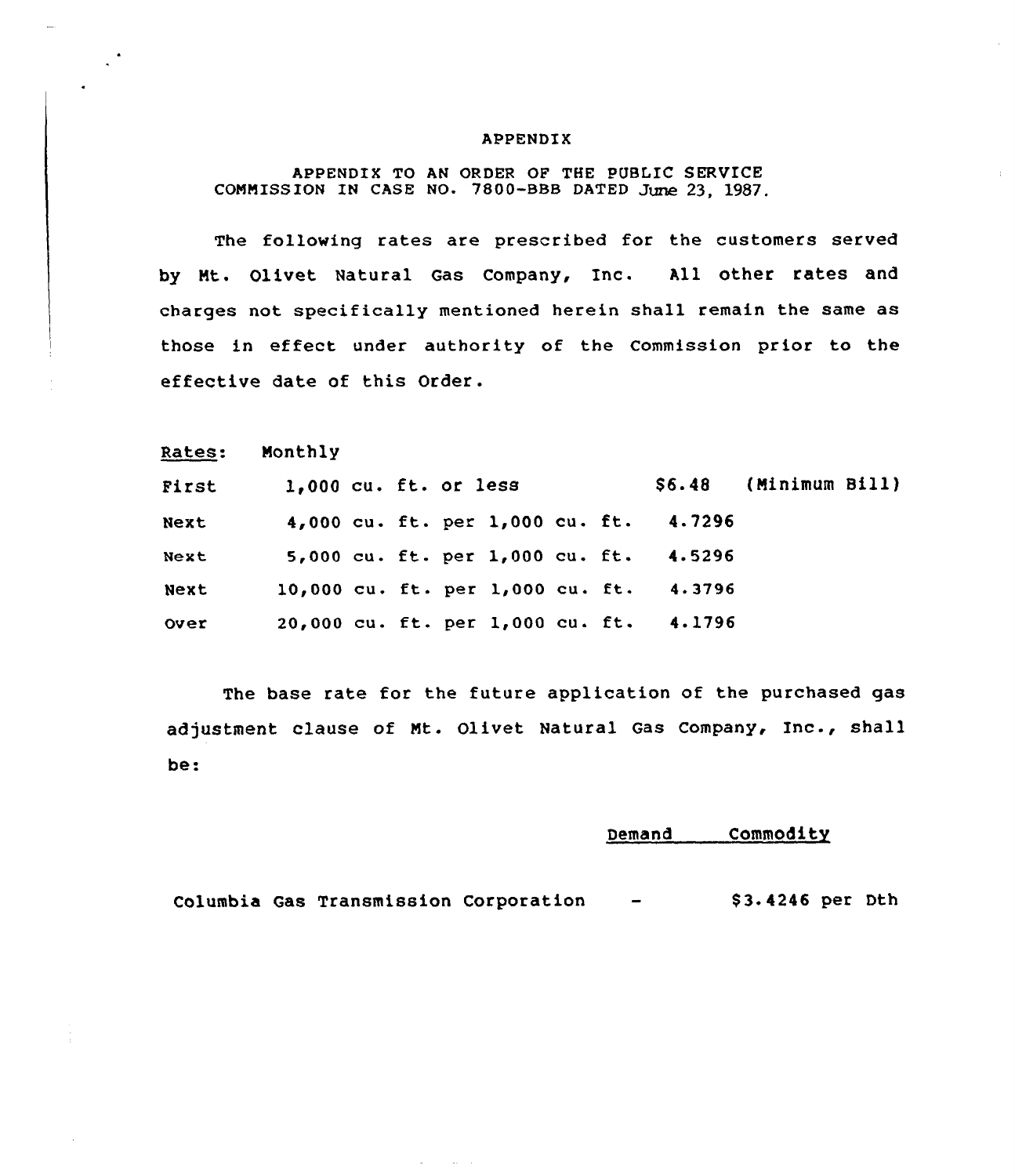# APPENDIX

APPENDIX TO AN ORDER OF THE PUBLIC SERVICE COMMISSION IN CASE NO. 7800-BBB DATED June 23, 1987.

The following rates are prescribed for the customers served by Mt. Olivet Natural Gas Company, Inc. All other rates and charges not specifically mentioned herein shall remain the same as those in effect under authority of the Commission prior to the effective date of this Order.

<u>Rates</u>: Monthly

| | | | |
|---|---|---|---|
| First | 1,000 cu. ft. or less | $6.48 | (Minimum Bill) |
| Next | 4,000 cu. ft. per 1,000 cu. ft. | 4.7296 | |
| Next | 5,000 cu. ft. per 1,000 cu. ft. | 4.5296 | |
| Next | 10,000 cu. ft. per 1,000 cu. ft. | 4.3796 | |
| Over | 20,000 cu. ft. per 1,000 cu. ft. | 4.1796 | |

The base rate for the future application of the purchased gas adjustment clause of Mt. Olivet Natural Gas Company, Inc., shall be:

| | Demand | Commodity |
|---|---|---|
| Columbia Gas Transmission Corporation | - | $3.4246 per Dth |